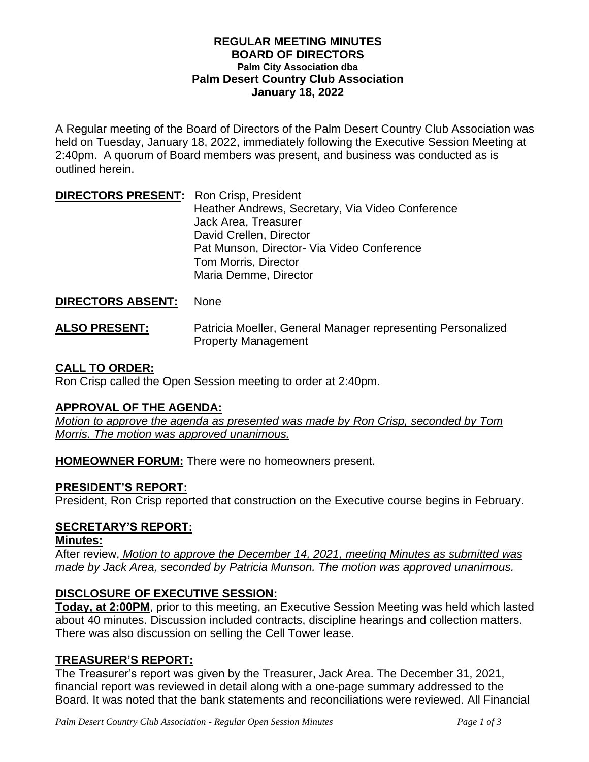**REGULAR MEETING MINUTES**
**BOARD OF DIRECTORS**
**Palm City Association dba**
**Palm Desert Country Club Association**
**January 18, 2022**

A Regular meeting of the Board of Directors of the Palm Desert Country Club Association was held on Tuesday, January 18, 2022, immediately following the Executive Session Meeting at 2:40pm. A quorum of Board members was present, and business was conducted as is outlined herein.

**DIRECTORS PRESENT:** Ron Crisp, President
Heather Andrews, Secretary, Via Video Conference
Jack Area, Treasurer
David Crellen, Director
Pat Munson, Director- Via Video Conference
Tom Morris, Director
Maria Demme, Director

**DIRECTORS ABSENT:** None

**ALSO PRESENT:** Patricia Moeller, General Manager representing Personalized Property Management

## CALL TO ORDER:

Ron Crisp called the Open Session meeting to order at 2:40pm.

## APPROVAL OF THE AGENDA:

*Motion to approve the agenda as presented was made by Ron Crisp, seconded by Tom Morris. The motion was approved unanimous.*

**HOMEOWNER FORUM:** There were no homeowners present.

## PRESIDENT'S REPORT:

President, Ron Crisp reported that construction on the Executive course begins in February.

## SECRETARY'S REPORT:

**Minutes:**

After review, *Motion to approve the December 14, 2021, meeting Minutes as submitted was made by Jack Area, seconded by Patricia Munson. The motion was approved unanimous.*

## DISCLOSURE OF EXECUTIVE SESSION:

**Today, at 2:00PM**, prior to this meeting, an Executive Session Meeting was held which lasted about 40 minutes. Discussion included contracts, discipline hearings and collection matters. There was also discussion on selling the Cell Tower lease.

## TREASURER'S REPORT:

The Treasurer's report was given by the Treasurer, Jack Area. The December 31, 2021, financial report was reviewed in detail along with a one-page summary addressed to the Board. It was noted that the bank statements and reconciliations were reviewed. All Financial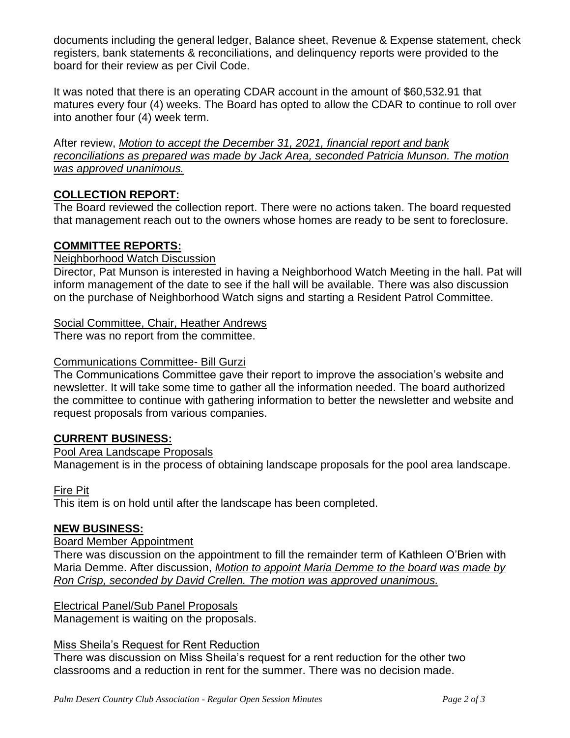documents including the general ledger, Balance sheet, Revenue & Expense statement, check registers, bank statements & reconciliations, and delinquency reports were provided to the board for their review as per Civil Code.

It was noted that there is an operating CDAR account in the amount of $60,532.91 that matures every four (4) weeks. The Board has opted to allow the CDAR to continue to roll over into another four (4) week term.

After review, <u>*Motion to accept the December 31, 2021, financial report and bank reconciliations as prepared was made by Jack Area, seconded Patricia Munson. The motion was approved unanimous.*</u>

## COLLECTION REPORT:

The Board reviewed the collection report. There were no actions taken. The board requested that management reach out to the owners whose homes are ready to be sent to foreclosure.

## COMMITTEE REPORTS:

<u>Neighborhood Watch Discussion</u>

Director, Pat Munson is interested in having a Neighborhood Watch Meeting in the hall. Pat will inform management of the date to see if the hall will be available. There was also discussion on the purchase of Neighborhood Watch signs and starting a Resident Patrol Committee.

<u>Social Committee, Chair, Heather Andrews</u>

There was no report from the committee.

<u>Communications Committee- Bill Gurzi</u>

The Communications Committee gave their report to improve the association's website and newsletter. It will take some time to gather all the information needed. The board authorized the committee to continue with gathering information to better the newsletter and website and request proposals from various companies.

## CURRENT BUSINESS:

<u>Pool Area Landscape Proposals</u>

Management is in the process of obtaining landscape proposals for the pool area landscape.

<u>Fire Pit</u>

This item is on hold until after the landscape has been completed.

## NEW BUSINESS:

<u>Board Member Appointment</u>

There was discussion on the appointment to fill the remainder term of Kathleen O'Brien with Maria Demme. After discussion, <u>*Motion to appoint Maria Demme to the board was made by Ron Crisp, seconded by David Crellen. The motion was approved unanimous.*</u>

<u>Electrical Panel/Sub Panel Proposals</u>

Management is waiting on the proposals.

<u>Miss Sheila's Request for Rent Reduction</u>

There was discussion on Miss Sheila's request for a rent reduction for the other two classrooms and a reduction in rent for the summer. There was no decision made.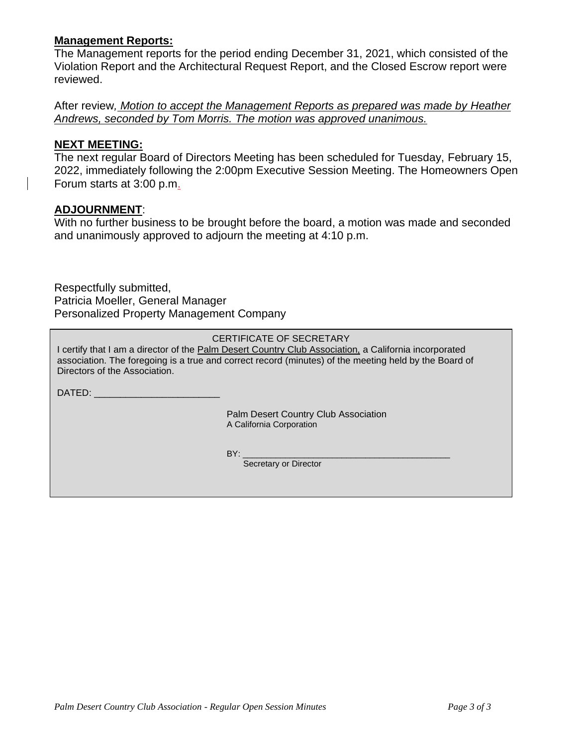**Management Reports:**

The Management reports for the period ending December 31, 2021, which consisted of the Violation Report and the Architectural Request Report, and the Closed Escrow report were reviewed.

After review, *Motion to accept the Management Reports as prepared was made by Heather Andrews, seconded by Tom Morris. The motion was approved unanimous.*

**NEXT MEETING:**

The next regular Board of Directors Meeting has been scheduled for Tuesday, February 15, 2022, immediately following the 2:00pm Executive Session Meeting. The Homeowners Open Forum starts at 3:00 p.m.

**ADJOURNMENT**:

With no further business to be brought before the board, a motion was made and seconded and unanimously approved to adjourn the meeting at 4:10 p.m.

Respectfully submitted,
Patricia Moeller, General Manager
Personalized Property Management Company

CERTIFICATE OF SECRETARY

I certify that I am a director of the Palm Desert Country Club Association, a California incorporated association. The foregoing is a true and correct record (minutes) of the meeting held by the Board of Directors of the Association.

DATED: ________________________

Palm Desert Country Club Association
A California Corporation

BY: __________________________________________
Secretary or Director